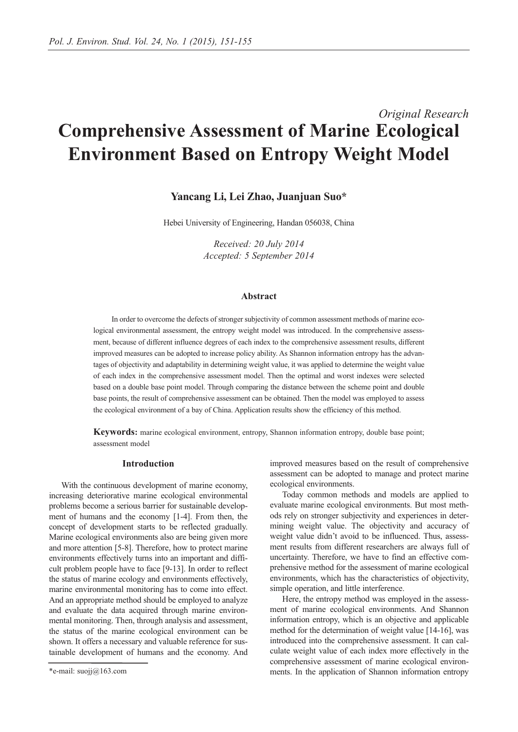*Original Research*

# Comprehensive Assessment of Marine Ecological Environment Based on Entropy Weight Model

**Yancang Li, Lei Zhao, Juanjuan Suo***

Hebei University of Engineering, Handan 056038, China

*Received: 20 July 2014*
*Accepted: 5 September 2014*

### Abstract

In order to overcome the defects of stronger subjectivity of common assessment methods of marine ecological environmental assessment, the entropy weight model was introduced. In the comprehensive assessment, because of different influence degrees of each index to the comprehensive assessment results, different improved measures can be adopted to increase policy ability. As Shannon information entropy has the advantages of objectivity and adaptability in determining weight value, it was applied to determine the weight value of each index in the comprehensive assessment model. Then the optimal and worst indexes were selected based on a double base point model. Through comparing the distance between the scheme point and double base points, the result of comprehensive assessment can be obtained. Then the model was employed to assess the ecological environment of a bay of China. Application results show the efficiency of this method.

**Keywords:** marine ecological environment, entropy, Shannon information entropy, double base point; assessment model

## Introduction

With the continuous development of marine economy, increasing deteriorative marine ecological environmental problems become a serious barrier for sustainable development of humans and the economy [1-4]. From then, the concept of development starts to be reflected gradually. Marine ecological environments also are being given more and more attention [5-8]. Therefore, how to protect marine environments effectively turns into an important and difficult problem people have to face [9-13]. In order to reflect the status of marine ecology and environments effectively, marine environmental monitoring has to come into effect. And an appropriate method should be employed to analyze and evaluate the data acquired through marine environmental monitoring. Then, through analysis and assessment, the status of the marine ecological environment can be shown. It offers a necessary and valuable reference for sustainable development of humans and the economy. And improved measures based on the result of comprehensive assessment can be adopted to manage and protect marine ecological environments.

Today common methods and models are applied to evaluate marine ecological environments. But most methods rely on stronger subjectivity and experiences in determining weight value. The objectivity and accuracy of weight value didn't avoid to be influenced. Thus, assessment results from different researchers are always full of uncertainty. Therefore, we have to find an effective comprehensive method for the assessment of marine ecological environments, which has the characteristics of objectivity, simple operation, and little interference.

Here, the entropy method was employed in the assessment of marine ecological environments. And Shannon information entropy, which is an objective and applicable method for the determination of weight value [14-16], was introduced into the comprehensive assessment. It can calculate weight value of each index more effectively in the comprehensive assessment of marine ecological environments. In the application of Shannon information entropy

*e-mail: suojj@163.com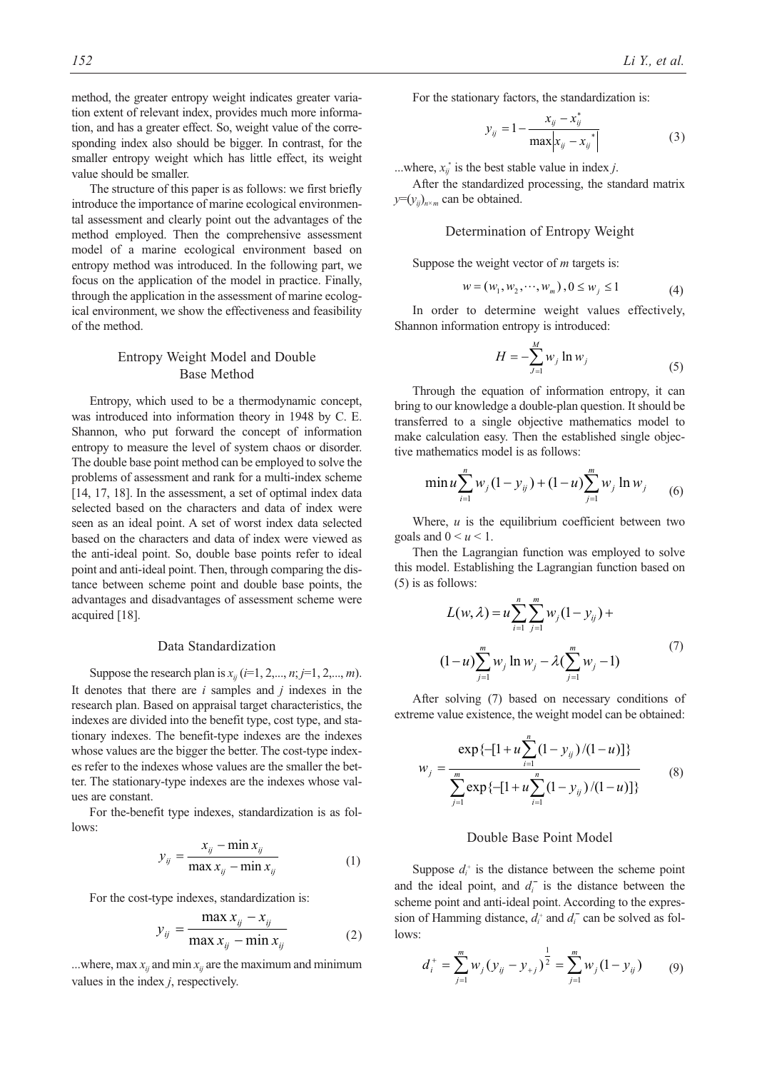method, the greater entropy weight indicates greater variation extent of relevant index, provides much more information, and has a greater effect. So, weight value of the corresponding index also should be bigger. In contrast, for the smaller entropy weight which has little effect, its weight value should be smaller.

The structure of this paper is as follows: we first briefly introduce the importance of marine ecological environmental assessment and clearly point out the advantages of the method employed. Then the comprehensive assessment model of a marine ecological environment based on entropy method was introduced. In the following part, we focus on the application of the model in practice. Finally, through the application in the assessment of marine ecological environment, we show the effectiveness and feasibility of the method.

## Entropy Weight Model and Double Base Method

Entropy, which used to be a thermodynamic concept, was introduced into information theory in 1948 by C. E. Shannon, who put forward the concept of information entropy to measure the level of system chaos or disorder. The double base point method can be employed to solve the problems of assessment and rank for a multi-index scheme [14, 17, 18]. In the assessment, a set of optimal index data selected based on the characters and data of index were seen as an ideal point. A set of worst index data selected based on the characters and data of index were viewed as the anti-ideal point. So, double base points refer to ideal point and anti-ideal point. Then, through comparing the distance between scheme point and double base points, the advantages and disadvantages of assessment scheme were acquired [18].

### Data Standardization

Suppose the research plan is $x_{ij}$ ($i$=1, 2,..., $n$; $j$=1, 2,..., $m$). It denotes that there are $i$ samples and $j$ indexes in the research plan. Based on appraisal target characteristics, the indexes are divided into the benefit type, cost type, and stationary indexes. The benefit-type indexes are the indexes whose values are the bigger the better. The cost-type indexes refer to the indexes whose values are the smaller the better. The stationary-type indexes are the indexes whose values are constant.

For the-benefit type indexes, standardization is as follows:

$$y_{ij} = \frac{x_{ij} - \min x_{ij}}{\max x_{ij} - \min x_{ij}} \tag{1}$$

For the cost-type indexes, standardization is:

$$y_{ij} = \frac{\max x_{ij} - x_{ij}}{\max x_{ij} - \min x_{ij}} \tag{2}$$

...where, $\max x_{ij}$ and $\min x_{ij}$ are the maximum and minimum values in the index $j$, respectively.

For the stationary factors, the standardization is:

$$y_{ij} = 1 - \frac{x_{ij} - x_{ij}^*}{\max\left|x_{ij} - x_{ij}^*\right|} \tag{3}$$

...where, $x_{ij}^*$ is the best stable value in index $j$.

After the standardized processing, the standard matrix $y=(y_{ij})_{n\times m}$ can be obtained.

### Determination of Entropy Weight

Suppose the weight vector of $m$ targets is:

$$w = (w_1, w_2, \cdots, w_m),\ 0 \le w_j \le 1 \tag{4}$$

In order to determine weight values effectively, Shannon information entropy is introduced:

$$H = -\sum_{J=1}^{M} w_j \ln w_j \tag{5}$$

Through the equation of information entropy, it can bring to our knowledge a double-plan question. It should be transferred to a single objective mathematics model to make calculation easy. Then the established single objective mathematics model is as follows:

$$\min u\sum_{i=1}^{n} w_j (1 - y_{ij}) + (1-u)\sum_{j=1}^{m} w_j \ln w_j \tag{6}$$

Where, $u$ is the equilibrium coefficient between two goals and $0 < u < 1$.

Then the Lagrangian function was employed to solve this model. Establishing the Lagrangian function based on (5) is as follows:

$$L(w,\lambda) = u\sum_{i=1}^{n}\sum_{j=1}^{m} w_j (1 - y_{ij}) + (1-u)\sum_{j=1}^{m} w_j \ln w_j - \lambda\left(\sum_{j=1}^{m} w_j - 1\right) \tag{7}$$

After solving (7) based on necessary conditions of extreme value existence, the weight model can be obtained:

$$w_j = \frac{\exp\{-[1 + u\sum_{i=1}^{n}(1-y_{ij})/(1-u)]\}}{\sum_{j=1}^{m}\exp\{-[1 + u\sum_{i=1}^{n}(1-y_{ij})/(1-u)]\}} \tag{8}$$

### Double Base Point Model

Suppose $d_i^+$ is the distance between the scheme point and the ideal point, and $d_i^-$ is the distance between the scheme point and anti-ideal point. According to the expression of Hamming distance, $d_i^+$ and $d_i^-$ can be solved as follows:

$$d_i^+ = \sum_{j=1}^{m} w_j (y_{ij} - y_{+j})^{\frac{1}{2}} = \sum_{j=1}^{m} w_j (1 - y_{ij}) \tag{9}$$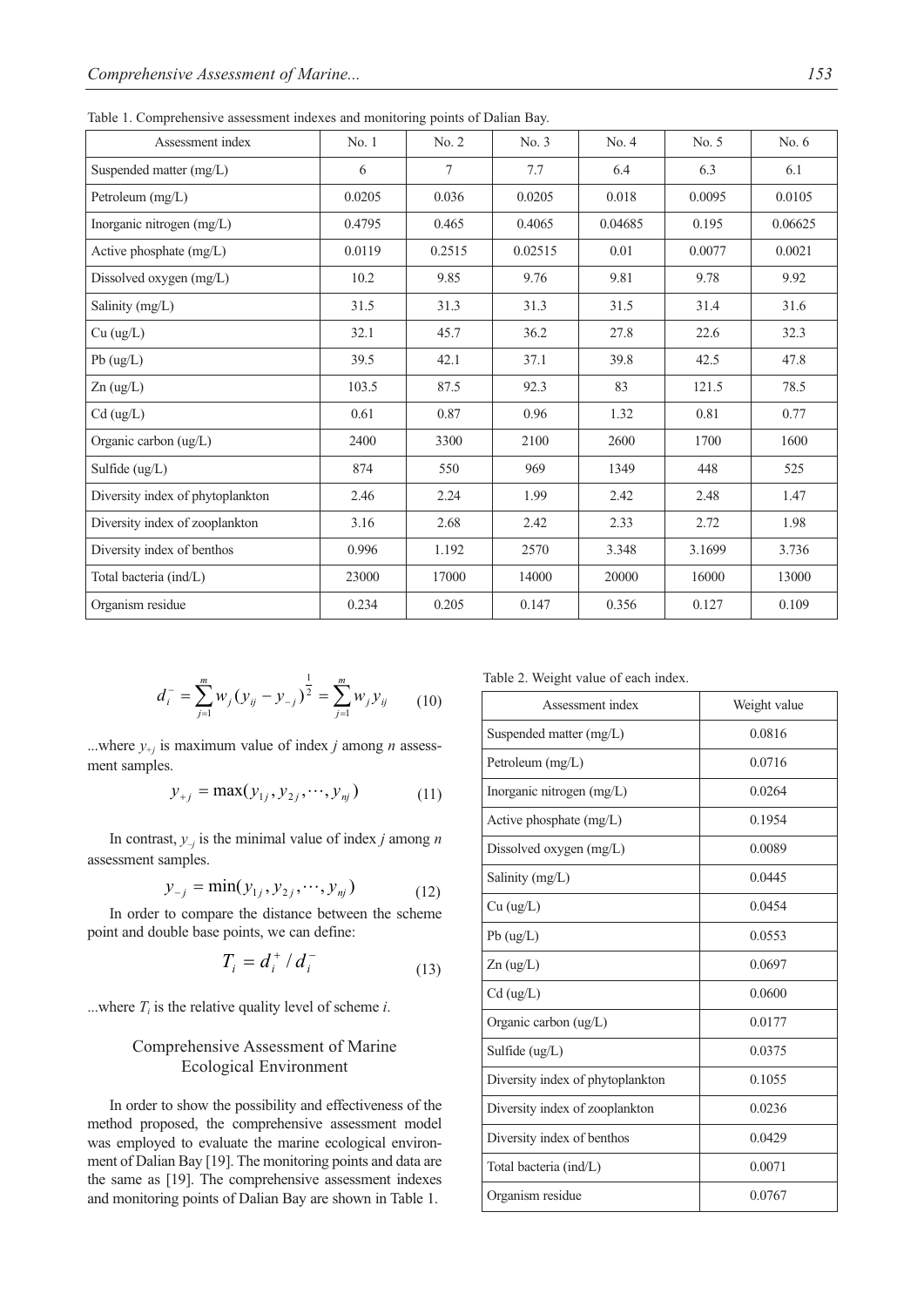Table 1. Comprehensive assessment indexes and monitoring points of Dalian Bay.

| Assessment index | No. 1 | No. 2 | No. 3 | No. 4 | No. 5 | No. 6 |
|---|---|---|---|---|---|---|
| Suspended matter (mg/L) | 6 | 7 | 7.7 | 6.4 | 6.3 | 6.1 |
| Petroleum (mg/L) | 0.0205 | 0.036 | 0.0205 | 0.018 | 0.0095 | 0.0105 |
| Inorganic nitrogen (mg/L) | 0.4795 | 0.465 | 0.4065 | 0.04685 | 0.195 | 0.06625 |
| Active phosphate (mg/L) | 0.0119 | 0.2515 | 0.02515 | 0.01 | 0.0077 | 0.0021 |
| Dissolved oxygen (mg/L) | 10.2 | 9.85 | 9.76 | 9.81 | 9.78 | 9.92 |
| Salinity (mg/L) | 31.5 | 31.3 | 31.3 | 31.5 | 31.4 | 31.6 |
| Cu (ug/L) | 32.1 | 45.7 | 36.2 | 27.8 | 22.6 | 32.3 |
| Pb (ug/L) | 39.5 | 42.1 | 37.1 | 39.8 | 42.5 | 47.8 |
| Zn (ug/L) | 103.5 | 87.5 | 92.3 | 83 | 121.5 | 78.5 |
| Cd (ug/L) | 0.61 | 0.87 | 0.96 | 1.32 | 0.81 | 0.77 |
| Organic carbon (ug/L) | 2400 | 3300 | 2100 | 2600 | 1700 | 1600 |
| Sulfide (ug/L) | 874 | 550 | 969 | 1349 | 448 | 525 |
| Diversity index of phytoplankton | 2.46 | 2.24 | 1.99 | 2.42 | 2.48 | 1.47 |
| Diversity index of zooplankton | 3.16 | 2.68 | 2.42 | 2.33 | 2.72 | 1.98 |
| Diversity index of benthos | 0.996 | 1.192 | 2570 | 3.348 | 3.1699 | 3.736 |
| Total bacteria (ind/L) | 23000 | 17000 | 14000 | 20000 | 16000 | 13000 |
| Organism residue | 0.234 | 0.205 | 0.147 | 0.356 | 0.127 | 0.109 |

$$d_i^- = \sum_{j=1}^{m} w_j (y_{ij} - y_{-j})^{\frac{1}{2}} = \sum_{j=1}^{m} w_j y_{ij} \qquad (10)$$

...where $y_{+j}$ is maximum value of index $j$ among $n$ assessment samples.

$$y_{+j} = \max(y_{1j}, y_{2j}, \cdots, y_{nj}) \qquad (11)$$

In contrast, $y_{-j}$ is the minimal value of index $j$ among $n$ assessment samples.

$$y_{-j} = \min(y_{1j}, y_{2j}, \cdots, y_{nj}) \qquad (12)$$

In order to compare the distance between the scheme point and double base points, we can define:

$$T_i = d_i^+ / d_i^- \qquad (13)$$

...where $T_i$ is the relative quality level of scheme $i$.

## Comprehensive Assessment of Marine Ecological Environment

In order to show the possibility and effectiveness of the method proposed, the comprehensive assessment model was employed to evaluate the marine ecological environment of Dalian Bay [19]. The monitoring points and data are the same as [19]. The comprehensive assessment indexes and monitoring points of Dalian Bay are shown in Table 1.

Table 2. Weight value of each index.

| Assessment index | Weight value |
|---|---|
| Suspended matter (mg/L) | 0.0816 |
| Petroleum (mg/L) | 0.0716 |
| Inorganic nitrogen (mg/L) | 0.0264 |
| Active phosphate (mg/L) | 0.1954 |
| Dissolved oxygen (mg/L) | 0.0089 |
| Salinity (mg/L) | 0.0445 |
| Cu (ug/L) | 0.0454 |
| Pb (ug/L) | 0.0553 |
| Zn (ug/L) | 0.0697 |
| Cd (ug/L) | 0.0600 |
| Organic carbon (ug/L) | 0.0177 |
| Sulfide (ug/L) | 0.0375 |
| Diversity index of phytoplankton | 0.1055 |
| Diversity index of zooplankton | 0.0236 |
| Diversity index of benthos | 0.0429 |
| Total bacteria (ind/L) | 0.0071 |
| Organism residue | 0.0767 |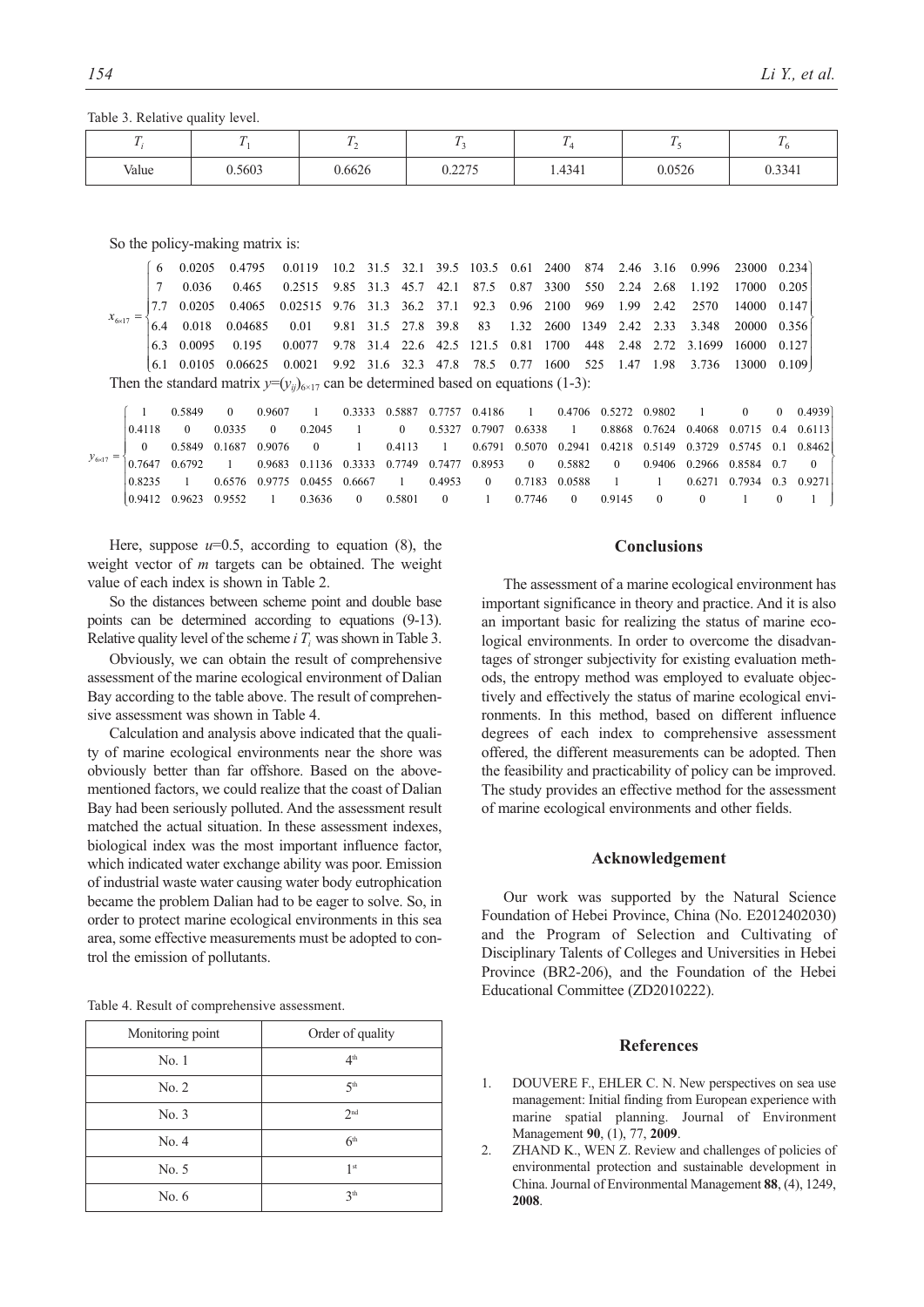Table 3. Relative quality level.

| $T_i$ | $T_1$ | $T_2$ | $T_3$ | $T_4$ | $T_5$ | $T_6$ |
|---|---|---|---|---|---|---|
| Value | 0.5603 | 0.6626 | 0.2275 | 1.4341 | 0.0526 | 0.3341 |

So the policy-making matrix is:

$$x_{6\times17}=\begin{Bmatrix} 6 & 0.0205 & 0.4795 & 0.0119 & 10.2 & 31.5 & 32.1 & 39.5 & 103.5 & 0.61 & 2400 & 874 & 2.46 & 3.16 & 0.996 & 23000 & 0.234 \\ 7 & 0.036 & 0.465 & 0.2515 & 9.85 & 31.3 & 45.7 & 42.1 & 87.5 & 0.87 & 3300 & 550 & 2.24 & 2.68 & 1.192 & 17000 & 0.205 \\ 7.7 & 0.0205 & 0.4065 & 0.02515 & 9.76 & 31.3 & 36.2 & 37.1 & 92.3 & 0.96 & 2100 & 969 & 1.99 & 2.42 & 2570 & 14000 & 0.147 \\ 6.4 & 0.018 & 0.04685 & 0.01 & 9.81 & 31.5 & 27.8 & 39.8 & 83 & 1.32 & 2600 & 1349 & 2.42 & 2.33 & 3.348 & 20000 & 0.356 \\ 6.3 & 0.0095 & 0.195 & 0.0077 & 9.78 & 31.4 & 22.6 & 42.5 & 121.5 & 0.81 & 1700 & 448 & 2.48 & 2.72 & 3.1699 & 16000 & 0.127 \\ 6.1 & 0.0105 & 0.06625 & 0.0021 & 9.92 & 31.6 & 32.3 & 47.8 & 78.5 & 0.77 & 1600 & 525 & 1.47 & 1.98 & 3.736 & 13000 & 0.109 \end{Bmatrix}$$

Then the standard matrix $y=(y_{ij})_{6\times17}$ can be determined based on equations (1-3):

$$y_{6\times17}=\begin{Bmatrix} 1 & 0.5849 & 0 & 0.9607 & 1 & 0.3333 & 0.5887 & 0.7757 & 0.4186 & 1 & 0.4706 & 0.5272 & 0.9802 & 1 & 0 & 0 & 0.4939 \\ 0.4118 & 0 & 0.0335 & 0 & 0.2045 & 1 & 0 & 0.5327 & 0.7907 & 0.6338 & 1 & 0.8868 & 0.7624 & 0.4068 & 0.0715 & 0.4 & 0.6113 \\ 0 & 0.5849 & 0.1687 & 0.9076 & 0 & 1 & 0.4113 & 1 & 0.6791 & 0.5070 & 0.2941 & 0.4218 & 0.5149 & 0.3729 & 0.5745 & 0.1 & 0.8462 \\ 0.7647 & 0.6792 & 1 & 0.9683 & 0.1136 & 0.3333 & 0.7749 & 0.7477 & 0.8953 & 0 & 0.5882 & 0 & 0.9406 & 0.2966 & 0.8584 & 0.7 & 0 \\ 0.8235 & 1 & 0.6576 & 0.9775 & 0.0455 & 0.6667 & 1 & 0.4953 & 0 & 0.7183 & 0.0588 & 1 & 1 & 0.6271 & 0.7934 & 0.3 & 0.9271 \\ 0.9412 & 0.9623 & 0.9552 & 1 & 0.3636 & 0 & 0.5801 & 0 & 1 & 0.7746 & 0 & 0.9145 & 0 & 0 & 1 & 0 & 1 \end{Bmatrix}$$

Here, suppose $u$=0.5, according to equation (8), the weight vector of $m$ targets can be obtained. The weight value of each index is shown in Table 2.

So the distances between scheme point and double base points can be determined according to equations (9-13). Relative quality level of the scheme $i$ $T_i$ was shown in Table 3.

Obviously, we can obtain the result of comprehensive assessment of the marine ecological environment of Dalian Bay according to the table above. The result of comprehensive assessment was shown in Table 4.

Calculation and analysis above indicated that the quality of marine ecological environments near the shore was obviously better than far offshore. Based on the above-mentioned factors, we could realize that the coast of Dalian Bay had been seriously polluted. And the assessment result matched the actual situation. In these assessment indexes, biological index was the most important influence factor, which indicated water exchange ability was poor. Emission of industrial waste water causing water body eutrophication became the problem Dalian had to be eager to solve. So, in order to protect marine ecological environments in this sea area, some effective measurements must be adopted to control the emission of pollutants.

Table 4. Result of comprehensive assessment.

| Monitoring point | Order of quality |
|---|---|
| No. 1 | 4th |
| No. 2 | 5th |
| No. 3 | 2nd |
| No. 4 | 6th |
| No. 5 | 1st |
| No. 6 | 3th |

## Conclusions

The assessment of a marine ecological environment has important significance in theory and practice. And it is also an important basic for realizing the status of marine ecological environments. In order to overcome the disadvantages of stronger subjectivity for existing evaluation methods, the entropy method was employed to evaluate objectively and effectively the status of marine ecological environments. In this method, based on different influence degrees of each index to comprehensive assessment offered, the different measurements can be adopted. Then the feasibility and practicability of policy can be improved. The study provides an effective method for the assessment of marine ecological environments and other fields.

## Acknowledgement

Our work was supported by the Natural Science Foundation of Hebei Province, China (No. E2012402030) and the Program of Selection and Cultivating of Disciplinary Talents of Colleges and Universities in Hebei Province (BR2-206), and the Foundation of the Hebei Educational Committee (ZD2010222).

## References

1. DOUVERE F., EHLER C. N. New perspectives on sea use management: Initial finding from European experience with marine spatial planning. Journal of Environment Management **90**, (1), 77, **2009**.
2. ZHAND K., WEN Z. Review and challenges of policies of environmental protection and sustainable development in China. Journal of Environmental Management **88**, (4), 1249, **2008**.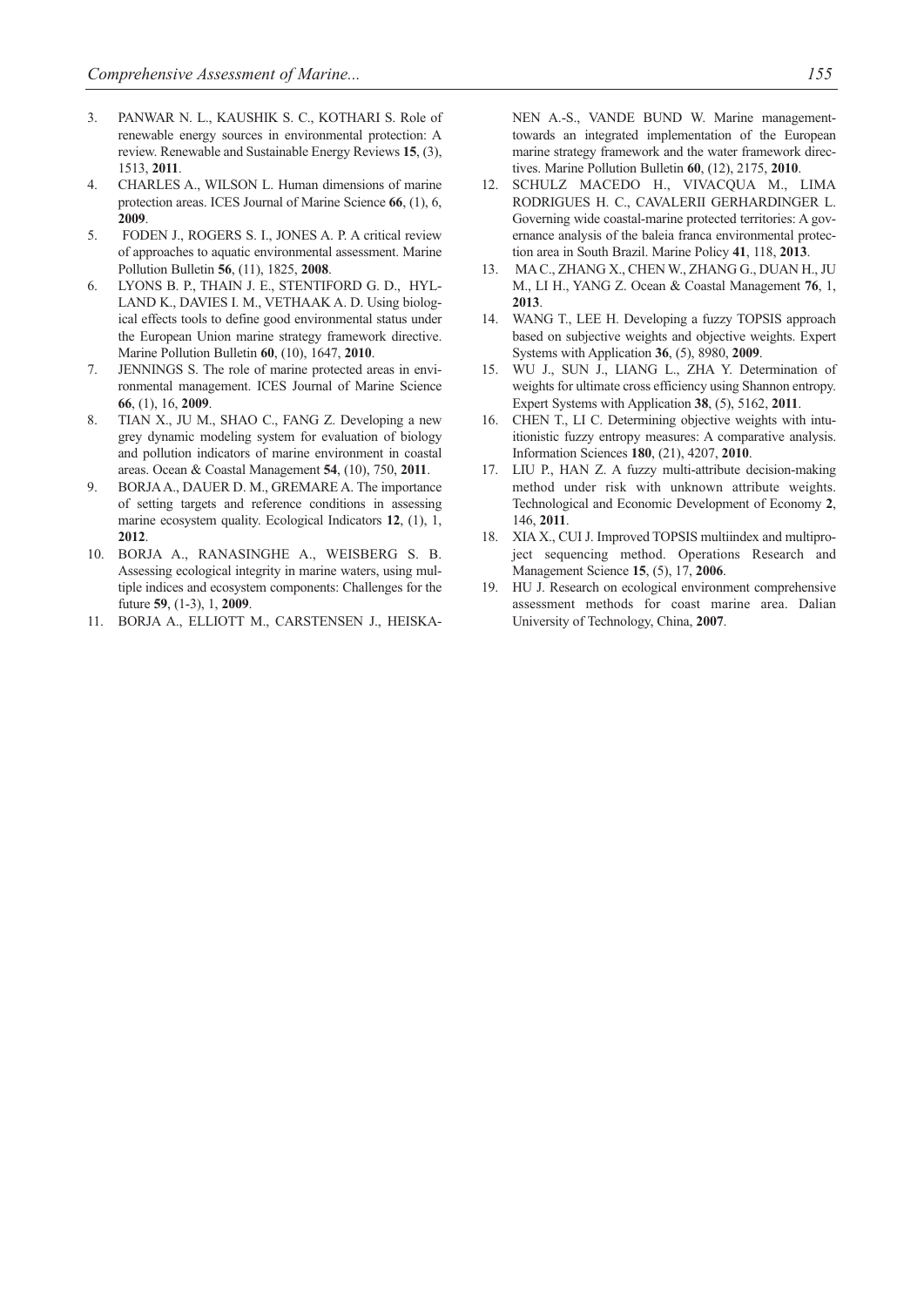3. PANWAR N. L., KAUSHIK S. C., KOTHARI S. Role of renewable energy sources in environmental protection: A review. Renewable and Sustainable Energy Reviews **15**, (3), 1513, **2011**.
4. CHARLES A., WILSON L. Human dimensions of marine protection areas. ICES Journal of Marine Science **66**, (1), 6, **2009**.
5. FODEN J., ROGERS S. I., JONES A. P. A critical review of approaches to aquatic environmental assessment. Marine Pollution Bulletin **56**, (11), 1825, **2008**.
6. LYONS B. P., THAIN J. E., STENTIFORD G. D., HYLLAND K., DAVIES I. M., VETHAAK A. D. Using biological effects tools to define good environmental status under the European Union marine strategy framework directive. Marine Pollution Bulletin **60**, (10), 1647, **2010**.
7. JENNINGS S. The role of marine protected areas in environmental management. ICES Journal of Marine Science **66**, (1), 16, **2009**.
8. TIAN X., JU M., SHAO C., FANG Z. Developing a new grey dynamic modeling system for evaluation of biology and pollution indicators of marine environment in coastal areas. Ocean & Coastal Management **54**, (10), 750, **2011**.
9. BORJA A., DAUER D. M., GREMARE A. The importance of setting targets and reference conditions in assessing marine ecosystem quality. Ecological Indicators **12**, (1), 1, **2012**.
10. BORJA A., RANASINGHE A., WEISBERG S. B. Assessing ecological integrity in marine waters, using multiple indices and ecosystem components: Challenges for the future **59**, (1-3), 1, **2009**.
11. BORJA A., ELLIOTT M., CARSTENSEN J., HEISKANEN A.-S., VANDE BUND W. Marine management-towards an integrated implementation of the European marine strategy framework and the water framework directives. Marine Pollution Bulletin **60**, (12), 2175, **2010**.
12. SCHULZ MACEDO H., VIVACQUA M., LIMA RODRIGUES H. C., CAVALERII GERHARDINGER L. Governing wide coastal-marine protected territories: A governance analysis of the baleia franca environmental protection area in South Brazil. Marine Policy **41**, 118, **2013**.
13. MA C., ZHANG X., CHEN W., ZHANG G., DUAN H., JU M., LI H., YANG Z. Ocean & Coastal Management **76**, 1, **2013**.
14. WANG T., LEE H. Developing a fuzzy TOPSIS approach based on subjective weights and objective weights. Expert Systems with Application **36**, (5), 8980, **2009**.
15. WU J., SUN J., LIANG L., ZHA Y. Determination of weights for ultimate cross efficiency using Shannon entropy. Expert Systems with Application **38**, (5), 5162, **2011**.
16. CHEN T., LI C. Determining objective weights with intuitionistic fuzzy entropy measures: A comparative analysis. Information Sciences **180**, (21), 4207, **2010**.
17. LIU P., HAN Z. A fuzzy multi-attribute decision-making method under risk with unknown attribute weights. Technological and Economic Development of Economy **2**, 146, **2011**.
18. XIA X., CUI J. Improved TOPSIS multiindex and multiproject sequencing method. Operations Research and Management Science **15**, (5), 17, **2006**.
19. HU J. Research on ecological environment comprehensive assessment methods for coast marine area. Dalian University of Technology, China, **2007**.